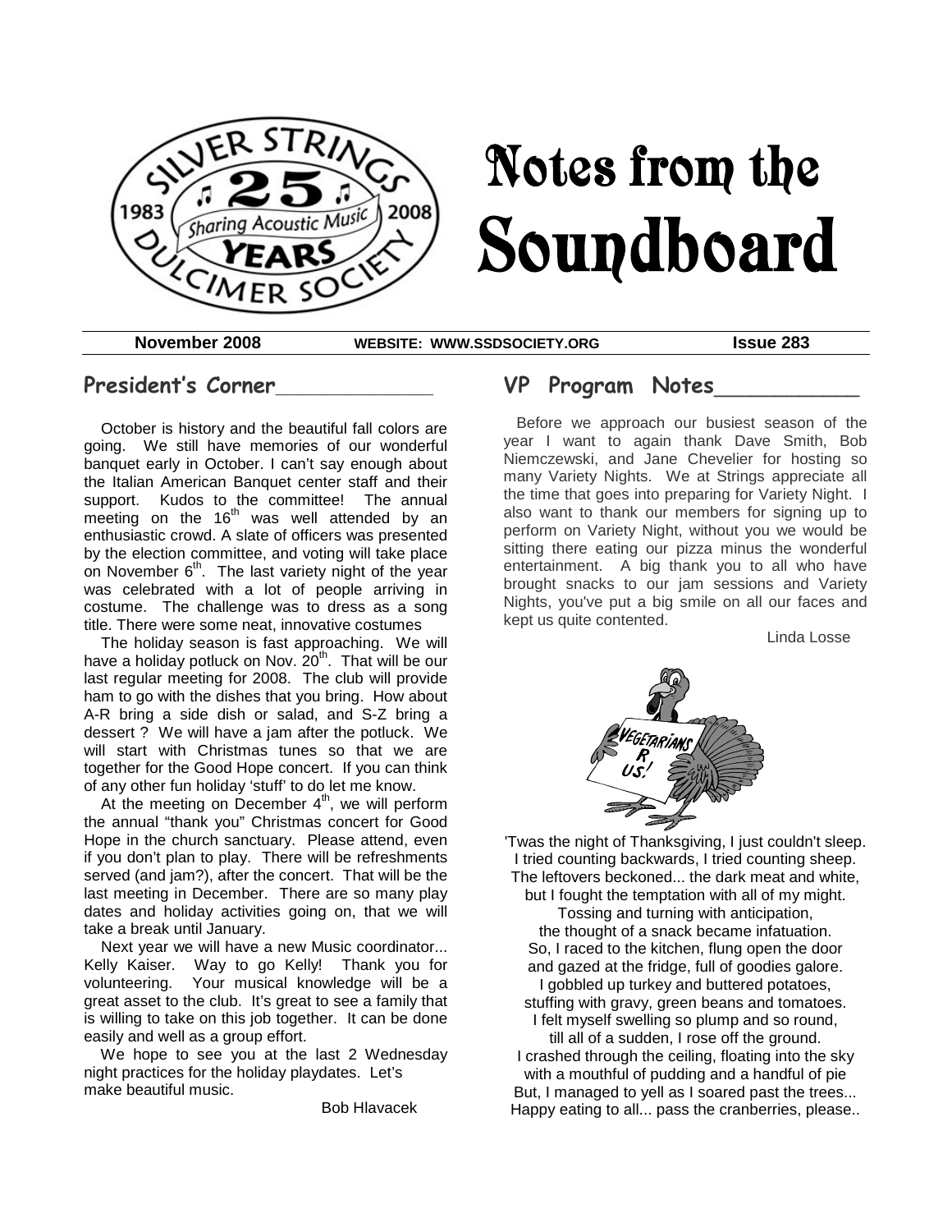# Notes from the Soundboard

**November 2008** | **WEBSITE: WWW.SSDSOCIETY.ORG** | **Issue 283**

## President's Corner

October is history and the beautiful fall colors are going. We still have memories of our wonderful banquet early in October. I can't say enough about the Italian American Banquet center staff and their support. Kudos to the committee! The annual meeting on the 16th was well attended by an enthusiastic crowd. A slate of officers was presented by the election committee, and voting will take place on November 6th. The last variety night of the year was celebrated with a lot of people arriving in costume. The challenge was to dress as a song title. There were some neat, innovative costumes

The holiday season is fast approaching. We will have a holiday potluck on Nov. 20th. That will be our last regular meeting for 2008. The club will provide ham to go with the dishes that you bring. How about A-R bring a side dish or salad, and S-Z bring a dessert ? We will have a jam after the potluck. We will start with Christmas tunes so that we are together for the Good Hope concert. If you can think of any other fun holiday 'stuff' to do let me know.

At the meeting on December 4th, we will perform the annual "thank you" Christmas concert for Good Hope in the church sanctuary. Please attend, even if you don't plan to play. There will be refreshments served (and jam?), after the concert. That will be the last meeting in December. There are so many play dates and holiday activities going on, that we will take a break until January.

Next year we will have a new Music coordinator... Kelly Kaiser. Way to go Kelly! Thank you for volunteering. Your musical knowledge will be a great asset to the club. It's great to see a family that is willing to take on this job together. It can be done easily and well as a group effort.

We hope to see you at the last 2 Wednesday night practices for the holiday playdates. Let's make beautiful music.

Bob Hlavacek

## VP Program Notes

Before we approach our busiest season of the year I want to again thank Dave Smith, Bob Niemczewski, and Jane Chevelier for hosting so many Variety Nights. We at Strings appreciate all the time that goes into preparing for Variety Night. I also want to thank our members for signing up to perform on Variety Night, without you we would be sitting there eating our pizza minus the wonderful entertainment. A big thank you to all who have brought snacks to our jam sessions and Variety Nights, you've put a big smile on all our faces and kept us quite contented.

Linda Losse

'Twas the night of Thanksgiving, I just couldn't sleep.
I tried counting backwards, I tried counting sheep.
The leftovers beckoned... the dark meat and white,
but I fought the temptation with all of my might.
Tossing and turning with anticipation,
the thought of a snack became infatuation.
So, I raced to the kitchen, flung open the door
and gazed at the fridge, full of goodies galore.
I gobbled up turkey and buttered potatoes,
stuffing with gravy, green beans and tomatoes.
I felt myself swelling so plump and so round,
till all of a sudden, I rose off the ground.
I crashed through the ceiling, floating into the sky
with a mouthful of pudding and a handful of pie
But, I managed to yell as I soared past the trees...
Happy eating to all... pass the cranberries, please..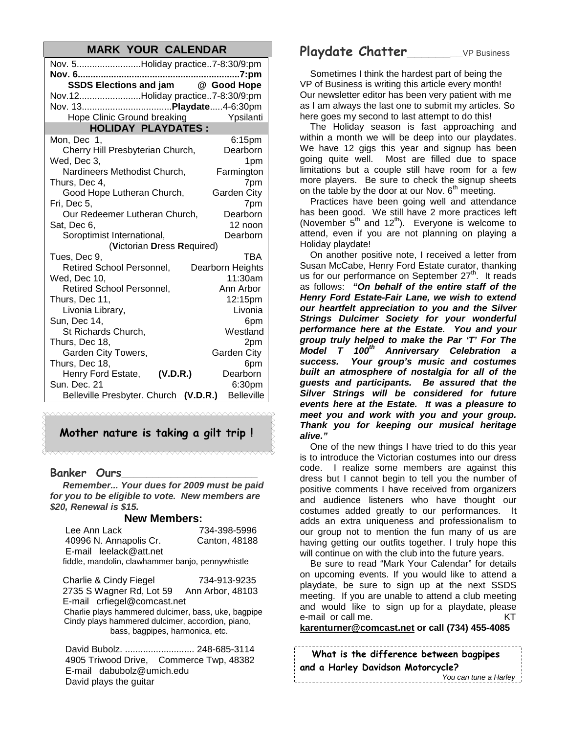## MARK YOUR CALENDAR

Nov. 5.........................Holiday practice..7-8:30/9:pm

**Nov. 6...............................................................7:pm**

**SSDS Elections and jam @ Good Hope**

Nov.12........................Holiday practice..7-8:30/9:pm

Nov. 13...................................**Playdate**.....4-6:30pm

Hope Clinic Ground breaking Ypsilanti

### HOLIDAY PLAYDATES :

| Date / Venue | Time / Location |
|---|---|
| Mon, Dec 1, | 6:15pm |
| Cherry Hill Presbyterian Church, | Dearborn |
| Wed, Dec 3, | 1pm |
| Nardineers Methodist Church, | Farmington |
| Thurs, Dec 4, | 7pm |
| Good Hope Lutheran Church, | Garden City |
| Fri, Dec 5, | 7pm |
| Our Redeemer Lutheran Church, | Dearborn |
| Sat, Dec 6, | 12 noon |
| Soroptimist International, | Dearborn |
| (**V**ictorian **D**ress **R**equired) | |
| Tues, Dec 9, | TBA |
| Retired School Personnel, | Dearborn Heights |
| Wed, Dec 10, | 11:30am |
| Retired School Personnel, | Ann Arbor |
| Thurs, Dec 11, | 12:15pm |
| Livonia Library, | Livonia |
| Sun, Dec 14, | 6pm |
| St Richards Church, | Westland |
| Thurs, Dec 18, | 2pm |
| Garden City Towers, | Garden City |
| Thurs, Dec 18, | 6pm |
| Henry Ford Estate, **(V.D.R.)** | Dearborn |
| Sun. Dec. 21 | 6:30pm |
| Belleville Presbyter. Church **(V.D.R.)** | Belleville |

**Mother nature is taking a gilt trip !**

## Banker Ours

***Remember... Your dues for 2009 must be paid for you to be eligible to vote. New members are \$20, Renewal is \$15.***

### New Members:

Lee Ann Lack 734-398-5996
40996 N. Annapolis Cr. Canton, 48188
E-mail leelack@att.net
fiddle, mandolin, clawhammer banjo, pennywhistle

Charlie & Cindy Fiegel 734-913-9235
2735 S Wagner Rd, Lot 59 Ann Arbor, 48103
E-mail crfiegel@comcast.net
Charlie plays hammered dulcimer, bass, uke, bagpipe
Cindy plays hammered dulcimer, accordion, piano, bass, bagpipes, harmonica, etc.

David Bubolz. ........................... 248-685-3114
4905 Triwood Drive, Commerce Twp, 48382
E-mail dabubolz@umich.edu
David plays the guitar

## Playdate Chatter

VP Business

Sometimes I think the hardest part of being the VP of Business is writing this article every month! Our newsletter editor has been very patient with me as I am always the last one to submit my articles. So here goes my second to last attempt to do this!

The Holiday season is fast approaching and within a month we will be deep into our playdates. We have 12 gigs this year and signup has been going quite well. Most are filled due to space limitations but a couple still have room for a few more players. Be sure to check the signup sheets on the table by the door at our Nov. 6th meeting.

Practices have been going well and attendance has been good. We still have 2 more practices left (November 5th and 12th). Everyone is welcome to attend, even if you are not planning on playing a Holiday playdate!

On another positive note, I received a letter from Susan McCabe, Henry Ford Estate curator, thanking us for our performance on September 27th. It reads as follows: ***"On behalf of the entire staff of the Henry Ford Estate-Fair Lane, we wish to extend our heartfelt appreciation to you and the Silver Strings Dulcimer Society for your wonderful performance here at the Estate. You and your group truly helped to make the Par 'T' For The Model T 100th Anniversary Celebration a success. Your group's music and costumes built an atmosphere of nostalgia for all of the guests and participants. Be assured that the Silver Strings will be considered for future events here at the Estate. It was a pleasure to meet you and work with you and your group. Thank you for keeping our musical heritage alive."***

One of the new things I have tried to do this year is to introduce the Victorian costumes into our dress code. I realize some members are against this dress but I cannot begin to tell you the number of positive comments I have received from organizers and audience listeners who have thought our costumes added greatly to our performances. It adds an extra uniqueness and professionalism to our group not to mention the fun many of us are having getting our outfits together. I truly hope this will continue on with the club into the future years.

Be sure to read "Mark Your Calendar" for details on upcoming events. If you would like to attend a playdate, be sure to sign up at the next SSDS meeting. If you are unable to attend a club meeting and would like to sign up for a playdate, please e-mail or call me. KT

**karenturner@comcast.net or call (734) 455-4085**

**What is the difference between bagpipes and a Harley Davidson Motorcycle?**

*You can tune a Harley*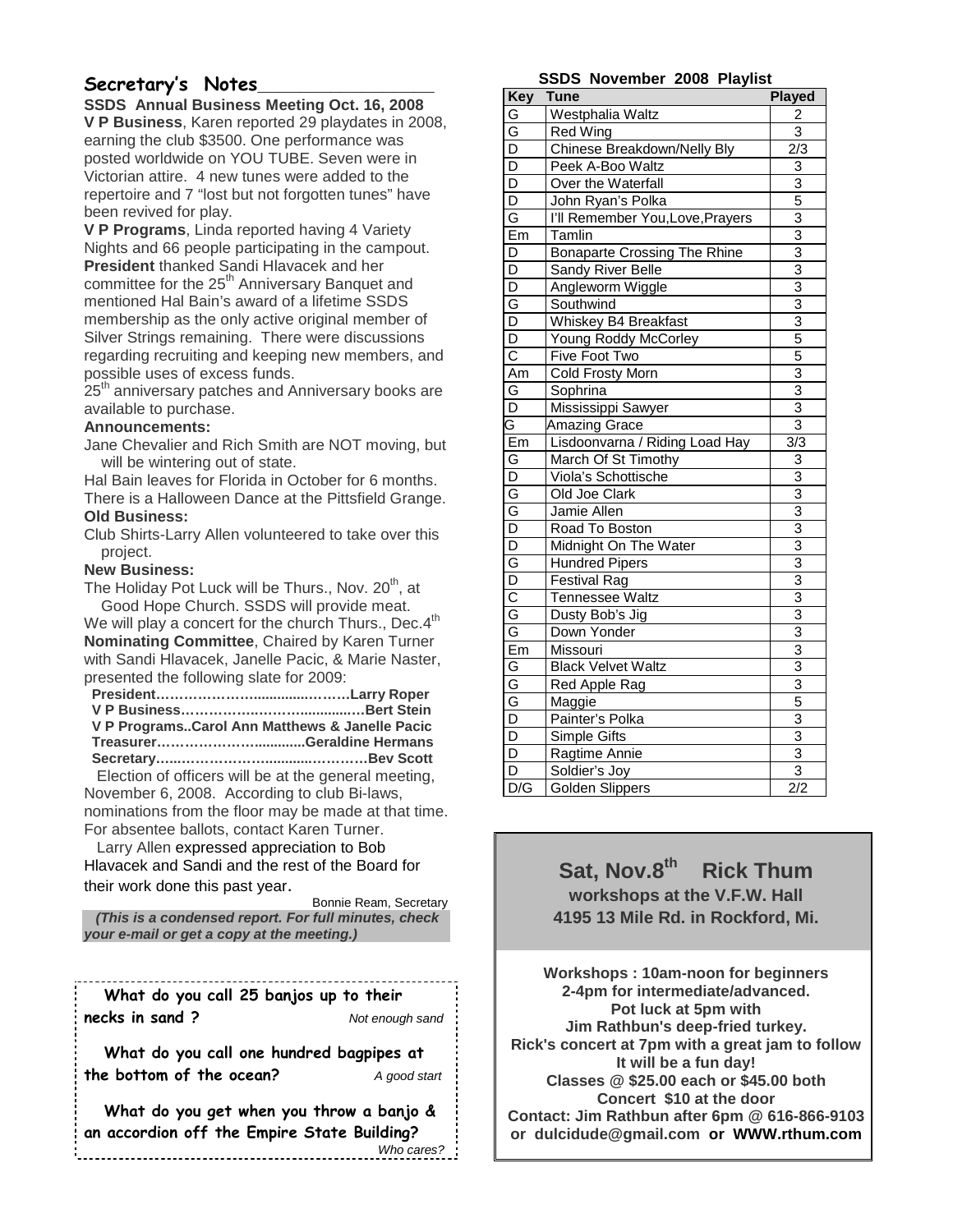## Secretary's Notes

**SSDS Annual Business Meeting Oct. 16, 2008**

**V P Business**, Karen reported 29 playdates in 2008, earning the club $3500. One performance was posted worldwide on YOU TUBE. Seven were in Victorian attire. 4 new tunes were added to the repertoire and 7 "lost but not forgotten tunes" have been revived for play.

**V P Programs**, Linda reported having 4 Variety Nights and 66 people participating in the campout.

**President** thanked Sandi Hlavacek and her committee for the 25th Anniversary Banquet and mentioned Hal Bain's award of a lifetime SSDS membership as the only active original member of Silver Strings remaining. There were discussions regarding recruiting and keeping new members, and possible uses of excess funds.

25th anniversary patches and Anniversary books are available to purchase.

**Announcements:**

Jane Chevalier and Rich Smith are NOT moving, but will be wintering out of state.

Hal Bain leaves for Florida in October for 6 months.

There is a Halloween Dance at the Pittsfield Grange.

**Old Business:**

Club Shirts-Larry Allen volunteered to take over this project.

**New Business:**

The Holiday Pot Luck will be Thurs., Nov. 20th, at Good Hope Church. SSDS will provide meat.

We will play a concert for the church Thurs., Dec.4th

**Nominating Committee**, Chaired by Karen Turner with Sandi Hlavacek, Janelle Pacic, & Marie Naster, presented the following slate for 2009:

**President……………………...........………Larry Roper**
**V P Business…………….……….............….Bert Stein**
**V P Programs..Carol Ann Matthews & Janelle Pacic**
**Treasurer……………………............Geraldine Hermans**
**Secretary…....……………….........….………Bev Scott**

Election of officers will be at the general meeting, November 6, 2008. According to club Bi-laws, nominations from the floor may be made at that time. For absentee ballots, contact Karen Turner.

Larry Allen expressed appreciation to Bob Hlavacek and Sandi and the rest of the Board for their work done this past year.

Bonnie Ream, Secretary

***(This is a condensed report. For full minutes, check your e-mail or get a copy at the meeting.)***

**What do you call 25 banjos up to their necks in sand ?** *Not enough sand*

**What do you call one hundred bagpipes at the bottom of the ocean?** *A good start*

**What do you get when you throw a banjo & an accordion off the Empire State Building?** *Who cares?*

**SSDS November 2008 Playlist**

| Key | Tune | Played |
|---|---|---|
| G | Westphalia Waltz | 2 |
| G | Red Wing | 3 |
| D | Chinese Breakdown/Nelly Bly | 2/3 |
| D | Peek A-Boo Waltz | 3 |
| D | Over the Waterfall | 3 |
| D | John Ryan's Polka | 5 |
| G | I'll Remember You,Love,Prayers | 3 |
| Em | Tamlin | 3 |
| D | Bonaparte Crossing The Rhine | 3 |
| D | Sandy River Belle | 3 |
| D | Angleworm Wiggle | 3 |
| G | Southwind | 3 |
| D | Whiskey B4 Breakfast | 3 |
| D | Young Roddy McCorley | 5 |
| C | Five Foot Two | 5 |
| Am | Cold Frosty Morn | 3 |
| G | Sophrina | 3 |
| D | Mississippi Sawyer | 3 |
| G | Amazing Grace | 3 |
| Em | Lisdoonvarna / Riding Load Hay | 3/3 |
| G | March Of St Timothy | 3 |
| D | Viola's Schottische | 3 |
| G | Old Joe Clark | 3 |
| G | Jamie Allen | 3 |
| D | Road To Boston | 3 |
| D | Midnight On The Water | 3 |
| G | Hundred Pipers | 3 |
| D | Festival Rag | 3 |
| C | Tennessee Waltz | 3 |
| G | Dusty Bob's Jig | 3 |
| G | Down Yonder | 3 |
| Em | Missouri | 3 |
| G | Black Velvet Waltz | 3 |
| G | Red Apple Rag | 3 |
| G | Maggie | 5 |
| D | Painter's Polka | 3 |
| D | Simple Gifts | 3 |
| D | Ragtime Annie | 3 |
| D | Soldier's Joy | 3 |
| D/G | Golden Slippers | 2/2 |

## Sat, Nov.8th Rick Thum

**workshops at the V.F.W. Hall**
**4195 13 Mile Rd. in Rockford, Mi.**

**Workshops : 10am-noon for beginners**
**2-4pm for intermediate/advanced.**
**Pot luck at 5pm with**
**Jim Rathbun's deep-fried turkey.**
**Rick's concert at 7pm with a great jam to follow**
**It will be a fun day!**
**Classes @ $25.00 each or $45.00 both**
**Concert $10 at the door**
**Contact: Jim Rathbun after 6pm @ 616-866-9103 or dulcidude@gmail.com or WWW.rthum.com**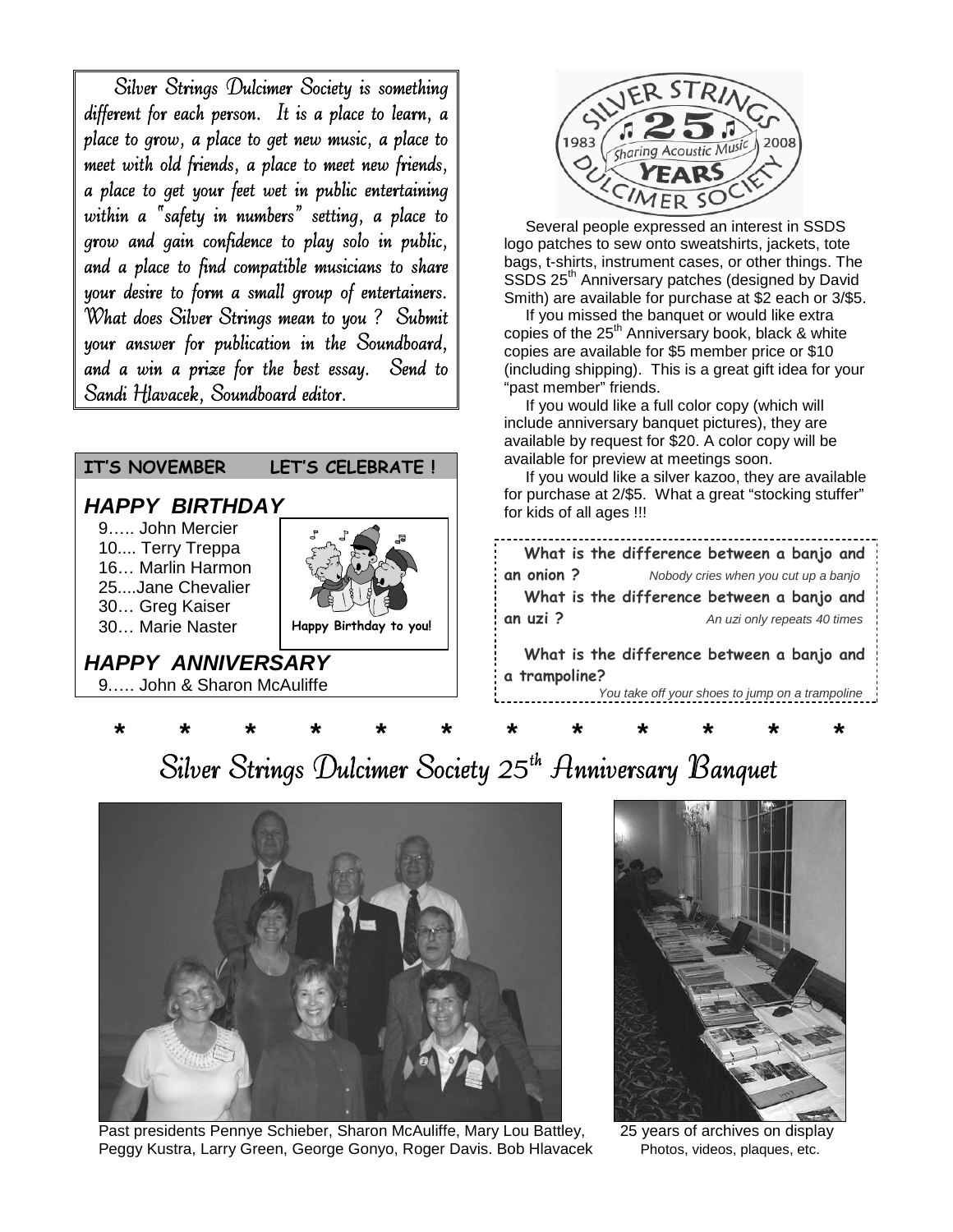Silver Strings Dulcimer Society is something different for each person. It is a place to learn, a place to grow, a place to get new music, a place to meet with old friends, a place to meet new friends, a place to get your feet wet in public entertaining within a "safety in numbers" setting, a place to grow and gain confidence to play solo in public, and a place to find compatible musicians to share your desire to form a small group of entertainers. What does Silver Strings mean to you ? Submit your answer for publication in the Soundboard, and a win a prize for the best essay. Send to Sandi Hlavacek, Soundboard editor.

**IT'S NOVEMBER LET'S CELEBRATE !**

## *HAPPY BIRTHDAY*

- 9….. John Mercier
- 10.... Terry Treppa
- 16… Marlin Harmon
- 25....Jane Chevalier
- 30… Greg Kaiser
- 30… Marie Naster

Happy Birthday to you!

## *HAPPY ANNIVERSARY*

- 9….. John & Sharon McAuliffe

SILVER STRINGS DULCIMER SOCIETY 1983 25 YEARS 2008 Sharing Acoustic Music

Several people expressed an interest in SSDS logo patches to sew onto sweatshirts, jackets, tote bags, t-shirts, instrument cases, or other things. The SSDS 25th Anniversary patches (designed by David Smith) are available for purchase at $2 each or 3/$5.

If you missed the banquet or would like extra copies of the 25th Anniversary book, black & white copies are available for $5 member price or $10 (including shipping). This is a great gift idea for your "past member" friends.

If you would like a full color copy (which will include anniversary banquet pictures), they are available by request for $20. A color copy will be available for preview at meetings soon.

If you would like a silver kazoo, they are available for purchase at 2/$5. What a great "stocking stuffer" for kids of all ages !!!

**What is the difference between a banjo and an onion ?** *Nobody cries when you cut up a banjo*

**What is the difference between a banjo and an uzi ?** *An uzi only repeats 40 times*

**What is the difference between a banjo and a trampoline?** *You take off your shoes to jump on a trampoline*

\* \* \* \* \* \* \* \* \* \* \* \*

# Silver Strings Dulcimer Society 25th Anniversary Banquet

Past presidents Pennye Schieber, Sharon McAuliffe, Mary Lou Battley, Peggy Kustra, Larry Green, George Gonyo, Roger Davis. Bob Hlavacek

25 years of archives on display
Photos, videos, plaques, etc.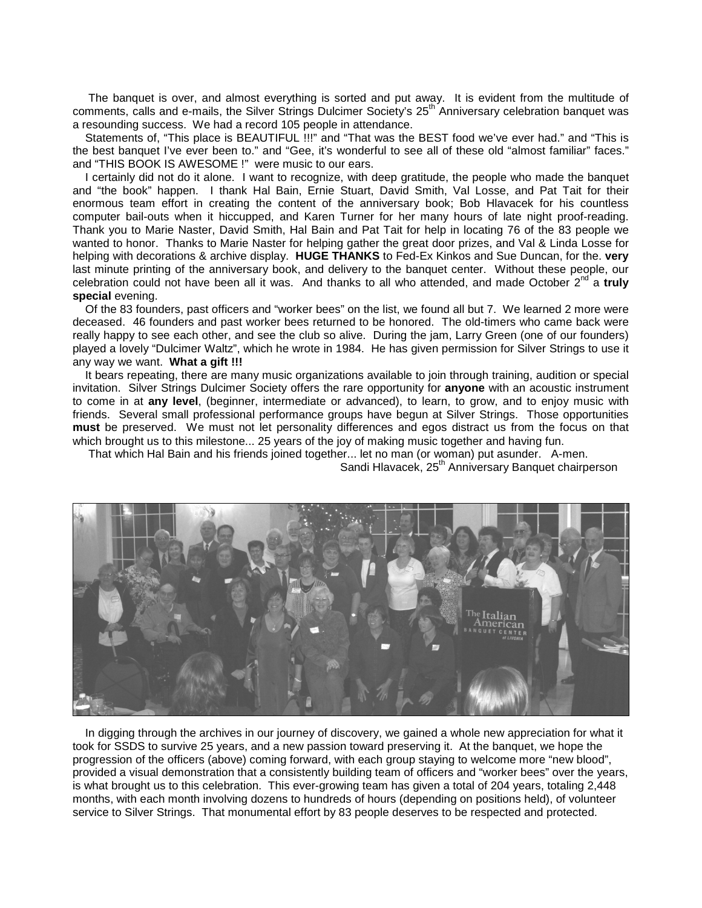The banquet is over, and almost everything is sorted and put away. It is evident from the multitude of comments, calls and e-mails, the Silver Strings Dulcimer Society's 25th Anniversary celebration banquet was a resounding success. We had a record 105 people in attendance.

Statements of, "This place is BEAUTIFUL !!!" and "That was the BEST food we've ever had." and "This is the best banquet I've ever been to." and "Gee, it's wonderful to see all of these old "almost familiar" faces." and "THIS BOOK IS AWESOME !" were music to our ears.

I certainly did not do it alone. I want to recognize, with deep gratitude, the people who made the banquet and "the book" happen. I thank Hal Bain, Ernie Stuart, David Smith, Val Losse, and Pat Tait for their enormous team effort in creating the content of the anniversary book; Bob Hlavacek for his countless computer bail-outs when it hiccupped, and Karen Turner for her many hours of late night proof-reading. Thank you to Marie Naster, David Smith, Hal Bain and Pat Tait for help in locating 76 of the 83 people we wanted to honor. Thanks to Marie Naster for helping gather the great door prizes, and Val & Linda Losse for helping with decorations & archive display. **HUGE THANKS** to Fed-Ex Kinkos and Sue Duncan, for the. **very** last minute printing of the anniversary book, and delivery to the banquet center. Without these people, our celebration could not have been all it was. And thanks to all who attended, and made October 2nd a **truly special** evening.

Of the 83 founders, past officers and "worker bees" on the list, we found all but 7. We learned 2 more were deceased. 46 founders and past worker bees returned to be honored. The old-timers who came back were really happy to see each other, and see the club so alive. During the jam, Larry Green (one of our founders) played a lovely "Dulcimer Waltz", which he wrote in 1984. He has given permission for Silver Strings to use it any way we want. **What a gift !!!**

It bears repeating, there are many music organizations available to join through training, audition or special invitation. Silver Strings Dulcimer Society offers the rare opportunity for **anyone** with an acoustic instrument to come in at **any level**, (beginner, intermediate or advanced), to learn, to grow, and to enjoy music with friends. Several small professional performance groups have begun at Silver Strings. Those opportunities **must** be preserved. We must not let personality differences and egos distract us from the focus on that which brought us to this milestone... 25 years of the joy of making music together and having fun.

That which Hal Bain and his friends joined together... let no man (or woman) put asunder. A-men.

Sandi Hlavacek, 25th Anniversary Banquet chairperson

In digging through the archives in our journey of discovery, we gained a whole new appreciation for what it took for SSDS to survive 25 years, and a new passion toward preserving it. At the banquet, we hope the progression of the officers (above) coming forward, with each group staying to welcome more "new blood", provided a visual demonstration that a consistently building team of officers and "worker bees" over the years, is what brought us to this celebration. This ever-growing team has given a total of 204 years, totaling 2,448 months, with each month involving dozens to hundreds of hours (depending on positions held), of volunteer service to Silver Strings. That monumental effort by 83 people deserves to be respected and protected.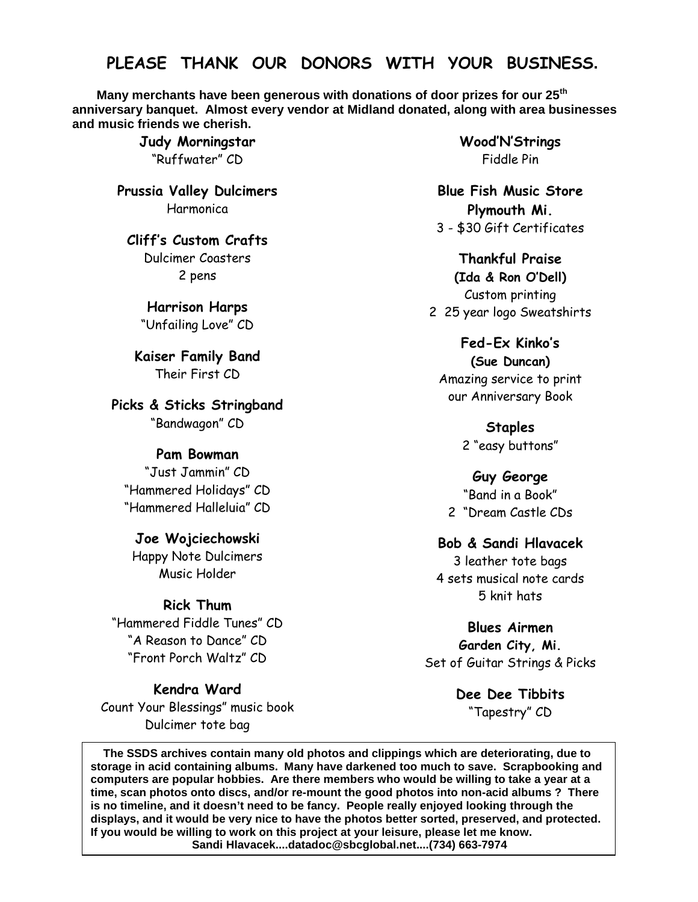# PLEASE THANK OUR DONORS WITH YOUR BUSINESS.

**Many merchants have been generous with donations of door prizes for our 25th anniversary banquet. Almost every vendor at Midland donated, along with area businesses and music friends we cherish.**

**Judy Morningstar**
"Ruffwater" CD

**Prussia Valley Dulcimers**
Harmonica

**Cliff's Custom Crafts**
Dulcimer Coasters
2 pens

**Harrison Harps**
"Unfailing Love" CD

**Kaiser Family Band**
Their First CD

**Picks & Sticks Stringband**
"Bandwagon" CD

**Pam Bowman**
"Just Jammin" CD
"Hammered Holidays" CD
"Hammered Halleluia" CD

**Joe Wojciechowski**
Happy Note Dulcimers
Music Holder

**Rick Thum**
"Hammered Fiddle Tunes" CD
"A Reason to Dance" CD
"Front Porch Waltz" CD

**Kendra Ward**
Count Your Blessings" music book
Dulcimer tote bag

**Wood'N'Strings**
Fiddle Pin

**Blue Fish Music Store**
**Plymouth Mi.**
3 - $30 Gift Certificates

**Thankful Praise**
**(Ida & Ron O'Dell)**
Custom printing
2 25 year logo Sweatshirts

**Fed-Ex Kinko's**
**(Sue Duncan)**
Amazing service to print
our Anniversary Book

**Staples**
2 "easy buttons"

**Guy George**
"Band in a Book"
2 "Dream Castle CDs

**Bob & Sandi Hlavacek**
3 leather tote bags
4 sets musical note cards
5 knit hats

**Blues Airmen**
**Garden City, Mi.**
Set of Guitar Strings & Picks

**Dee Dee Tibbits**
"Tapestry" CD

---

**The SSDS archives contain many old photos and clippings which are deteriorating, due to storage in acid containing albums. Many have darkened too much to save. Scrapbooking and computers are popular hobbies. Are there members who would be willing to take a year at a time, scan photos onto discs, and/or re-mount the good photos into non-acid albums ? There is no timeline, and it doesn't need to be fancy. People really enjoyed looking through the displays, and it would be very nice to have the photos better sorted, preserved, and protected. If you would be willing to work on this project at your leisure, please let me know.**
**Sandi Hlavacek....datadoc@sbcglobal.net....(734) 663-7974**